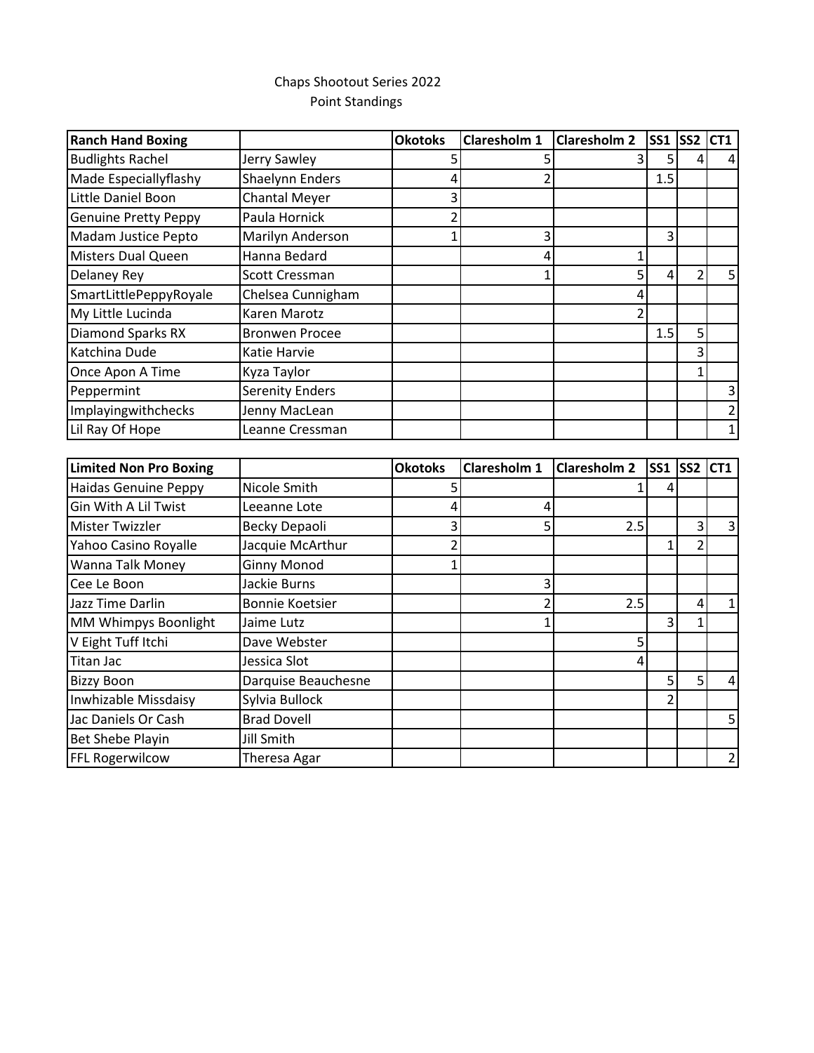Chaps Shootout Series 2022

Point Standings

| Ranch Hand Boxing | | Okotoks | Claresholm 1 | Claresholm 2 | SS1 | SS2 | CT1 |
|---|---|---|---|---|---|---|---|
| Budlights Rachel | Jerry Sawley | 5 | 5 | 3 | 5 | 4 | 4 |
| Made Especiallyflashy | Shaelynn Enders | 4 | 2 | | 1.5 | | |
| Little Daniel Boon | Chantal Meyer | 3 | | | | | |
| Genuine Pretty Peppy | Paula Hornick | 2 | | | | | |
| Madam Justice Pepto | Marilyn Anderson | 1 | 3 | | 3 | | |
| Misters Dual Queen | Hanna Bedard | | 4 | 1 | | | |
| Delaney Rey | Scott Cressman | | 1 | 5 | 4 | 2 | 5 |
| SmartLittlePeppyRoyale | Chelsea Cunnigham | | | 4 | | | |
| My Little Lucinda | Karen Marotz | | | 2 | | | |
| Diamond Sparks RX | Bronwen Procee | | | | 1.5 | 5 | |
| Katchina Dude | Katie Harvie | | | | | 3 | |
| Once Apon A Time | Kyza Taylor | | | | | 1 | |
| Peppermint | Serenity Enders | | | | | | 3 |
| Implayingwithchecks | Jenny MacLean | | | | | | 2 |
| Lil Ray Of Hope | Leanne Cressman | | | | | | 1 |

| Limited Non Pro Boxing | | Okotoks | Claresholm 1 | Claresholm 2 | SS1 | SS2 | CT1 |
|---|---|---|---|---|---|---|---|
| Haidas Genuine Peppy | Nicole Smith | 5 | | 1 | 4 | | |
| Gin With A Lil Twist | Leeanne Lote | 4 | 4 | | | | |
| Mister Twizzler | Becky Depaoli | 3 | 5 | 2.5 | | 3 | 3 |
| Yahoo Casino Royalle | Jacquie McArthur | 2 | | | 1 | 2 | |
| Wanna Talk Money | Ginny Monod | 1 | | | | | |
| Cee Le Boon | Jackie Burns | | 3 | | | | |
| Jazz Time Darlin | Bonnie Koetsier | | 2 | 2.5 | | 4 | 1 |
| MM Whimpys Boonlight | Jaime Lutz | | 1 | | 3 | 1 | |
| V Eight Tuff Itchi | Dave Webster | | | 5 | | | |
| Titan Jac | Jessica Slot | | | 4 | | | |
| Bizzy Boon | Darquise Beauchesne | | | | 5 | 5 | 4 |
| Inwhizable Missdaisy | Sylvia Bullock | | | | 2 | | |
| Jac Daniels Or Cash | Brad Dovell | | | | | | 5 |
| Bet Shebe Playin | Jill Smith | | | | | | |
| FFL Rogerwilcow | Theresa Agar | | | | | | 2 |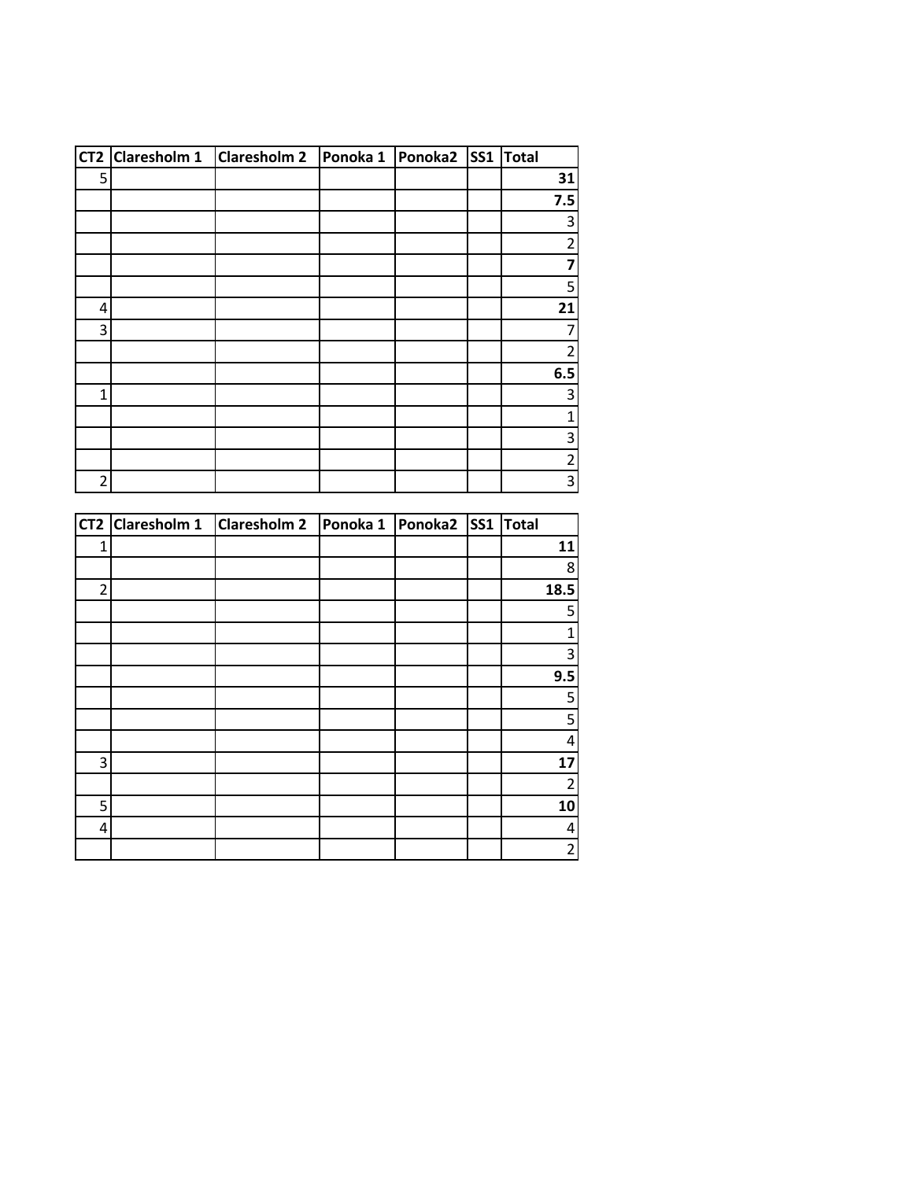| CT2 | Claresholm 1 | Claresholm 2 | Ponoka 1 | Ponoka2 | SS1 | Total |
|---|---|---|---|---|---|---|
| 5 | | | | | | **31** |
| | | | | | | **7.5** |
| | | | | | | 3 |
| | | | | | | 2 |
| | | | | | | **7** |
| | | | | | | 5 |
| 4 | | | | | | **21** |
| 3 | | | | | | 7 |
| | | | | | | 2 |
| | | | | | | **6.5** |
| 1 | | | | | | 3 |
| | | | | | | 1 |
| | | | | | | 3 |
| | | | | | | 2 |
| 2 | | | | | | 3 |

| CT2 | Claresholm 1 | Claresholm 2 | Ponoka 1 | Ponoka2 | SS1 | Total |
|---|---|---|---|---|---|---|
| 1 | | | | | | **11** |
| | | | | | | 8 |
| 2 | | | | | | **18.5** |
| | | | | | | 5 |
| | | | | | | 1 |
| | | | | | | 3 |
| | | | | | | **9.5** |
| | | | | | | 5 |
| | | | | | | 5 |
| | | | | | | 4 |
| 3 | | | | | | **17** |
| | | | | | | 2 |
| 5 | | | | | | **10** |
| 4 | | | | | | 4 |
| | | | | | | 2 |